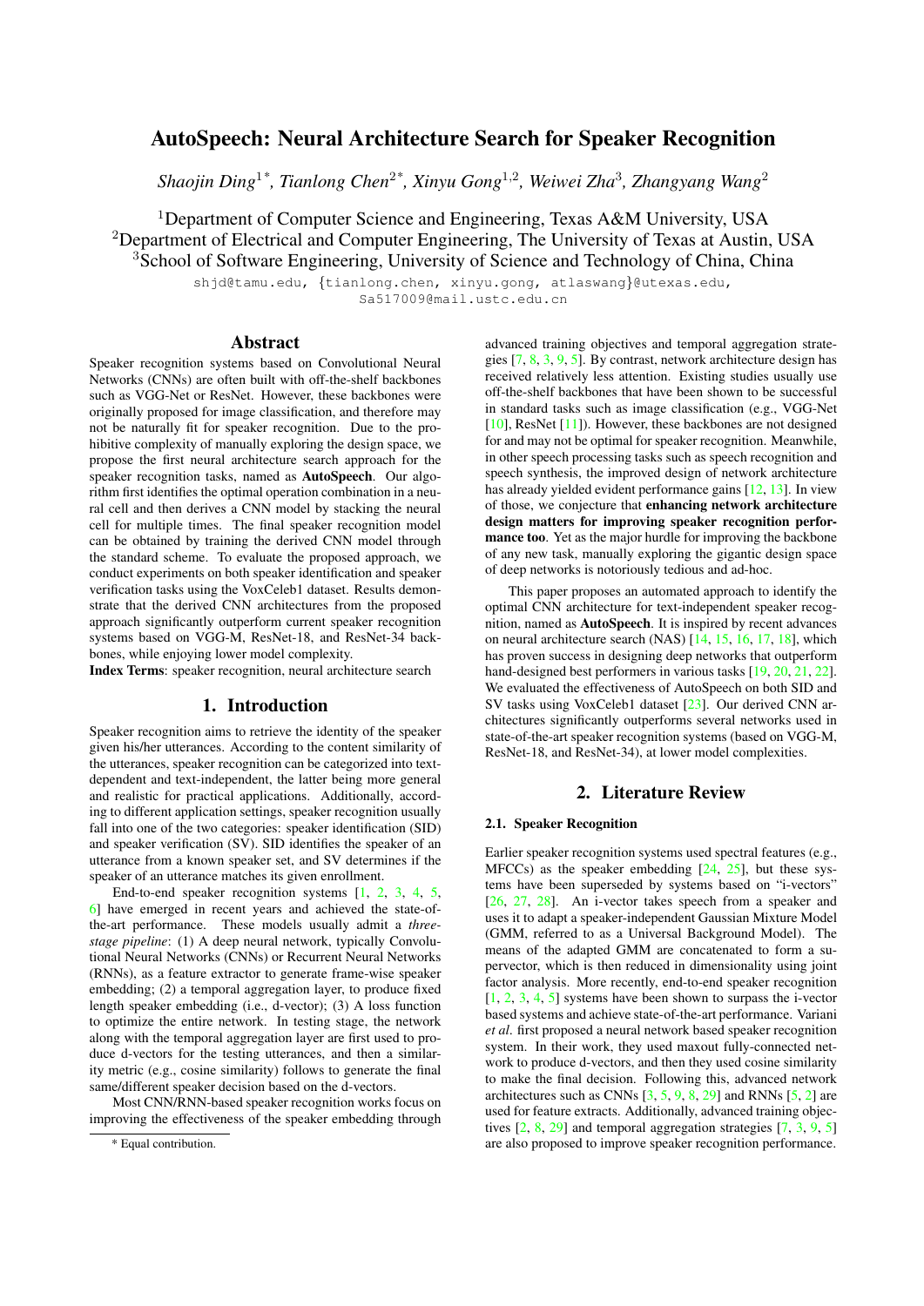# AutoSpeech: Neural Architecture Search for Speaker Recognition

*Shaojin Ding[1*], Tianlong Chen[2*], Xinyu Gong[1,2], Weiwei Zha[3], Zhangyang Wang[2]*

[1]Department of Computer Science and Engineering, Texas A&M University, USA
[2]Department of Electrical and Computer Engineering, The University of Texas at Austin, USA
[3]School of Software Engineering, University of Science and Technology of China, China

shjd@tamu.edu, {tianlong.chen, xinyu.gong, atlaswang}@utexas.edu, Sa517009@mail.ustc.edu.cn

## Abstract

Speaker recognition systems based on Convolutional Neural Networks (CNNs) are often built with off-the-shelf backbones such as VGG-Net or ResNet. However, these backbones were originally proposed for image classification, and therefore may not be naturally fit for speaker recognition. Due to the prohibitive complexity of manually exploring the design space, we propose the first neural architecture search approach for the speaker recognition tasks, named as **AutoSpeech**. Our algorithm first identifies the optimal operation combination in a neural cell and then derives a CNN model by stacking the neural cell for multiple times. The final speaker recognition model can be obtained by training the derived CNN model through the standard scheme. To evaluate the proposed approach, we conduct experiments on both speaker identification and speaker verification tasks using the VoxCeleb1 dataset. Results demonstrate that the derived CNN architectures from the proposed approach significantly outperform current speaker recognition systems based on VGG-M, ResNet-18, and ResNet-34 backbones, while enjoying lower model complexity.

**Index Terms**: speaker recognition, neural architecture search

## 1. Introduction

Speaker recognition aims to retrieve the identity of the speaker given his/her utterances. According to the content similarity of the utterances, speaker recognition can be categorized into text-dependent and text-independent, the latter being more general and realistic for practical applications. Additionally, according to different application settings, speaker recognition usually fall into one of the two categories: speaker identification (SID) and speaker verification (SV). SID identifies the speaker of an utterance from a known speaker set, and SV determines if the speaker of an utterance matches its given enrollment.

End-to-end speaker recognition systems [1, 2, 3, 4, 5, 6] have emerged in recent years and achieved the state-of-the-art performance. These models usually admit a *three-stage pipeline*: (1) A deep neural network, typically Convolutional Neural Networks (CNNs) or Recurrent Neural Networks (RNNs), as a feature extractor to generate frame-wise speaker embedding; (2) a temporal aggregation layer, to produce fixed length speaker embedding (i.e., d-vector); (3) A loss function to optimize the entire network. In testing stage, the network along with the temporal aggregation layer are first used to produce d-vectors for the testing utterances, and then a similarity metric (e.g., cosine similarity) follows to generate the final same/different speaker decision based on the d-vectors.

Most CNN/RNN-based speaker recognition works focus on improving the effectiveness of the speaker embedding through advanced training objectives and temporal aggregation strategies [7, 8, 3, 9, 5]. By contrast, network architecture design has received relatively less attention. Existing studies usually use off-the-shelf backbones that have been shown to be successful in standard tasks such as image classification (e.g., VGG-Net [10], ResNet [11]). However, these backbones are not designed for and may not be optimal for speaker recognition. Meanwhile, in other speech processing tasks such as speech recognition and speech synthesis, the improved design of network architecture has already yielded evident performance gains [12, 13]. In view of those, we conjecture that **enhancing network architecture design matters for improving speaker recognition performance too**. Yet as the major hurdle for improving the backbone of any new task, manually exploring the gigantic design space of deep networks is notoriously tedious and ad-hoc.

This paper proposes an automated approach to identify the optimal CNN architecture for text-independent speaker recognition, named as **AutoSpeech**. It is inspired by recent advances on neural architecture search (NAS) [14, 15, 16, 17, 18], which has proven success in designing deep networks that outperform hand-designed best performers in various tasks [19, 20, 21, 22]. We evaluated the effectiveness of AutoSpeech on both SID and SV tasks using VoxCeleb1 dataset [23]. Our derived CNN architectures significantly outperforms several networks used in state-of-the-art speaker recognition systems (based on VGG-M, ResNet-18, and ResNet-34), at lower model complexities.

## 2. Literature Review

### 2.1. Speaker Recognition

Earlier speaker recognition systems used spectral features (e.g., MFCCs) as the speaker embedding [24, 25], but these systems have been superseded by systems based on "i-vectors" [26, 27, 28]. An i-vector takes speech from a speaker and uses it to adapt a speaker-independent Gaussian Mixture Model (GMM, referred to as a Universal Background Model). The means of the adapted GMM are concatenated to form a supervector, which is then reduced in dimensionality using joint factor analysis. More recently, end-to-end speaker recognition [1, 2, 3, 4, 5] systems have been shown to surpass the i-vector based systems and achieve state-of-the-art performance. Variani *et al.* first proposed a neural network based speaker recognition system. In their work, they used maxout fully-connected network to produce d-vectors, and then they used cosine similarity to make the final decision. Following this, advanced network architectures such as CNNs [3, 5, 9, 8, 29] and RNNs [5, 2] are used for feature extracts. Additionally, advanced training objectives [2, 8, 29] and temporal aggregation strategies [7, 3, 9, 5] are also proposed to improve speaker recognition performance.

* Equal contribution.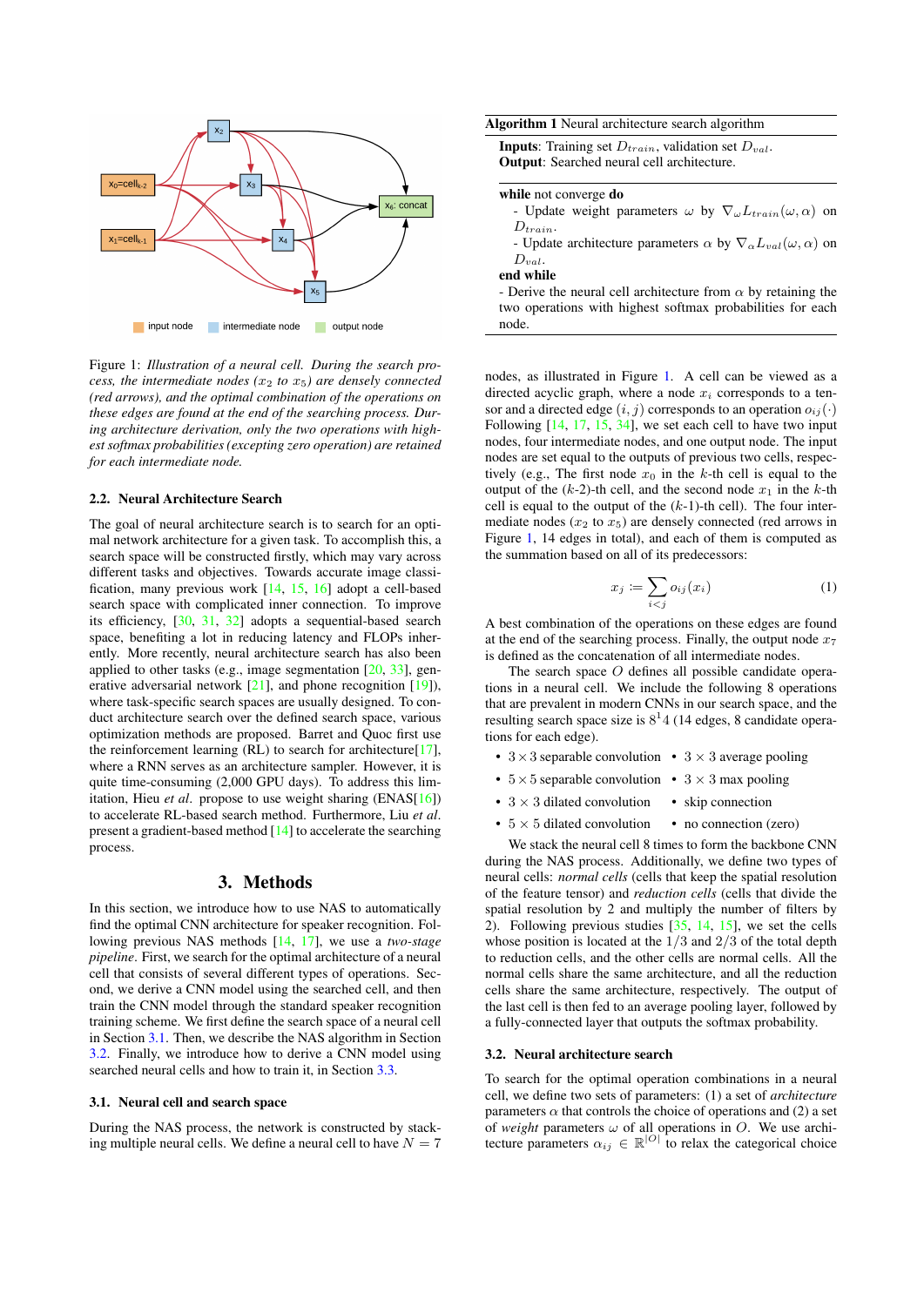Figure 1: *Illustration of a neural cell. During the search process, the intermediate nodes ($x_2$ to $x_5$) are densely connected (red arrows), and the optimal combination of the operations on these edges are found at the end of the searching process. During architecture derivation, only the two operations with highest softmax probabilities (excepting zero operation) are retained for each intermediate node.*

### 2.2. Neural Architecture Search

The goal of neural architecture search is to search for an optimal network architecture for a given task. To accomplish this, a search space will be constructed firstly, which may vary across different tasks and objectives. Towards accurate image classification, many previous work [14, 15, 16] adopt a cell-based search space with complicated inner connection. To improve its efficiency, [30, 31, 32] adopts a sequential-based search space, benefiting a lot in reducing latency and FLOPs inherently. More recently, neural architecture search has also been applied to other tasks (e.g., image segmentation [20, 33], generative adversarial network [21], and phone recognition [19]), where task-specific search spaces are usually designed. To conduct architecture search over the defined search space, various optimization methods are proposed. Barret and Quoc first use the reinforcement learning (RL) to search for architecture[17], where a RNN serves as an architecture sampler. However, it is quite time-consuming (2,000 GPU days). To address this limitation, Hieu *et al*. propose to use weight sharing (ENAS[16]) to accelerate RL-based search method. Furthermore, Liu *et al*. present a gradient-based method [14] to accelerate the searching process.

## 3. Methods

In this section, we introduce how to use NAS to automatically find the optimal CNN architecture for speaker recognition. Following previous NAS methods [14, 17], we use a *two-stage pipeline*. First, we search for the optimal architecture of a neural cell that consists of several different types of operations. Second, we derive a CNN model using the searched cell, and then train the CNN model through the standard speaker recognition training scheme. We first define the search space of a neural cell in Section 3.1. Then, we describe the NAS algorithm in Section 3.2. Finally, we introduce how to derive a CNN model using searched neural cells and how to train it, in Section 3.3.

### 3.1. Neural cell and search space

During the NAS process, the network is constructed by stacking multiple neural cells. We define a neural cell to have $N = 7$ nodes, as illustrated in Figure 1. A cell can be viewed as a directed acyclic graph, where a node $x_i$ corresponds to a tensor and a directed edge $(i, j)$ corresponds to an operation $o_{ij}(\cdot)$. Following [14, 17, 15, 34], we set each cell to have two input nodes, four intermediate nodes, and one output node. The input nodes are set equal to the outputs of previous two cells, respectively (e.g., The first node $x_0$ in the $k$-th cell is equal to the output of the ($k$-2)-th cell, and the second node $x_1$ in the $k$-th cell is equal to the output of the ($k$-1)-th cell). The four intermediate nodes ($x_2$ to $x_5$) are densely connected (red arrows in Figure 1, 14 edges in total), and each of them is computed as the summation based on all of its predecessors:

$$x_j := \sum_{i<j} o_{ij}(x_i) \tag{1}$$

A best combination of the operations on these edges are found at the end of the searching process. Finally, the output node $x_7$ is defined as the concatenation of all intermediate nodes.

The search space $O$ defines all possible candidate operations in a neural cell. We include the following 8 operations that are prevalent in modern CNNs in our search space, and the resulting search space size is $8^14$ (14 edges, 8 candidate operations for each edge).

- $3 \times 3$ separable convolution
- $5 \times 5$ separable convolution
- $3 \times 3$ dilated convolution
- $5 \times 5$ dilated convolution
- $3 \times 3$ average pooling
- $3 \times 3$ max pooling
- skip connection
- no connection (zero)

We stack the neural cell 8 times to form the backbone CNN during the NAS process. Additionally, we define two types of neural cells: *normal cells* (cells that keep the spatial resolution of the feature tensor) and *reduction cells* (cells that divide the spatial resolution by 2 and multiply the number of filters by 2). Following previous studies [35, 14, 15], we set the cells whose position is located at the 1/3 and 2/3 of the total depth to reduction cells, and the other cells are normal cells. All the normal cells share the same architecture, and all the reduction cells share the same architecture, respectively. The output of the last cell is then fed to an average pooling layer, followed by a fully-connected layer that outputs the softmax probability.

### 3.2. Neural architecture search

To search for the optimal operation combinations in a neural cell, we define two sets of parameters: (1) a set of *architecture* parameters $\alpha$ that controls the choice of operations and (2) a set of *weight* parameters $\omega$ of all operations in $O$. We use architecture parameters $\alpha_{ij} \in \mathbb{R}^{|O|}$ to relax the categorical choice

---

**Algorithm 1** Neural architecture search algorithm

**Inputs**: Training set $D_{train}$, validation set $D_{val}$.
**Output**: Searched neural cell architecture.

**while** not converge **do**
- Update weight parameters $\omega$ by $\nabla_\omega L_{train}(\omega, \alpha)$ on $D_{train}$.
- Update architecture parameters $\alpha$ by $\nabla_\alpha L_{val}(\omega, \alpha)$ on $D_{val}$.

**end while**
- Derive the neural cell architecture from $\alpha$ by retaining the two operations with highest softmax probabilities for each node.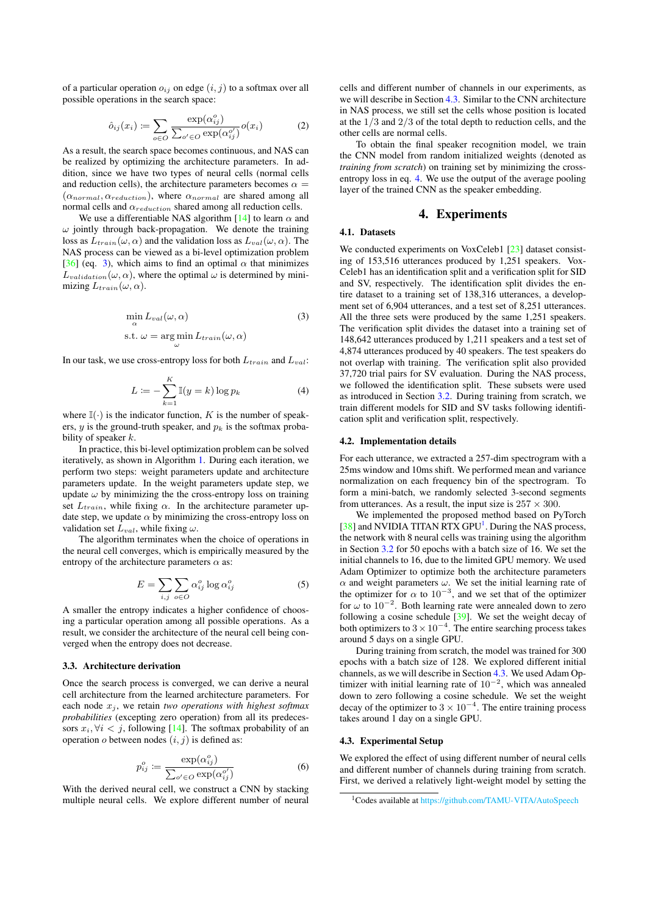of a particular operation $o_{ij}$ on edge $(i,j)$ to a softmax over all possible operations in the search space:

$$\hat{o}_{ij}(x_i) \coloneqq \sum_{o \in O} \frac{\exp(\alpha_{ij}^o)}{\sum_{o' \in O} \exp(\alpha_{ij}^{o'})} o(x_i) \tag{2}$$

As a result, the search space becomes continuous, and NAS can be realized by optimizing the architecture parameters. In addition, since we have two types of neural cells (normal cells and reduction cells), the architecture parameters becomes $\alpha = (\alpha_{normal}, \alpha_{reduction})$, where $\alpha_{normal}$ are shared among all normal cells and $\alpha_{reduction}$ shared among all reduction cells.

We use a differentiable NAS algorithm [14] to learn $\alpha$ and $\omega$ jointly through back-propagation. We denote the training loss as $L_{train}(\omega, \alpha)$ and the validation loss as $L_{val}(\omega, \alpha)$. The NAS process can be viewed as a bi-level optimization problem [36] (eq. 3), which aims to find an optimal $\alpha$ that minimizes $L_{validation}(\omega, \alpha)$, where the optimal $\omega$ is determined by minimizing $L_{train}(\omega, \alpha)$.

$$\begin{aligned} &\min_{\alpha} L_{val}(\omega, \alpha) \\ &\text{s.t. } \omega = \arg\min_{\omega} L_{train}(\omega, \alpha) \end{aligned} \tag{3}$$

In our task, we use cross-entropy loss for both $L_{train}$ and $L_{val}$:

$$L \coloneqq -\sum_{k=1}^{K} \mathbb{I}(y = k) \log p_k \tag{4}$$

where $\mathbb{I}(\cdot)$ is the indicator function, $K$ is the number of speakers, $y$ is the ground-truth speaker, and $p_k$ is the softmax probability of speaker $k$.

In practice, this bi-level optimization problem can be solved iteratively, as shown in Algorithm 1. During each iteration, we perform two steps: weight parameters update and architecture parameters update. In the weight parameters update step, we update $\omega$ by minimizing the the cross-entropy loss on training set $L_{train}$, while fixing $\alpha$. In the architecture parameter update step, we update $\alpha$ by minimizing the cross-entropy loss on validation set $L_{val}$, while fixing $\omega$.

The algorithm terminates when the choice of operations in the neural cell converges, which is empirically measured by the entropy of the architecture parameters $\alpha$ as:

$$E = \sum_{i,j} \sum_{o \in O} \alpha_{ij}^o \log \alpha_{ij}^o \tag{5}$$

A smaller the entropy indicates a higher confidence of choosing a particular operation among all possible operations. As a result, we consider the architecture of the neural cell being converged when the entropy does not decrease.

### 3.3. Architecture derivation

Once the search process is converged, we can derive a neural cell architecture from the learned architecture parameters. For each node $x_j$, we retain *two operations with highest softmax probabilities* (excepting zero operation) from all its predecessors $x_i, \forall i < j$, following [14]. The softmax probability of an operation $o$ between nodes $(i,j)$ is defined as:

$$p_{ij}^o \coloneqq \frac{\exp(\alpha_{ij}^o)}{\sum_{o' \in O} \exp(\alpha_{ij}^{o'})} \tag{6}$$

With the derived neural cell, we construct a CNN by stacking multiple neural cells. We explore different number of neural cells and different number of channels in our experiments, as we will describe in Section 4.3. Similar to the CNN architecture in NAS process, we still set the cells whose position is located at the $1/3$ and $2/3$ of the total depth to reduction cells, and the other cells are normal cells.

To obtain the final speaker recognition model, we train the CNN model from random initialized weights (denoted as *training from scratch*) on training set by minimizing the cross-entropy loss in eq. 4. We use the output of the average pooling layer of the trained CNN as the speaker embedding.

## 4. Experiments

### 4.1. Datasets

We conducted experiments on VoxCeleb1 [23] dataset consisting of 153,516 utterances produced by 1,251 speakers. VoxCeleb1 has an identification split and a verification split for SID and SV, respectively. The identification split divides the entire dataset to a training set of 138,316 utterances, a development set of 6,904 utterances, and a test set of 8,251 utterances. All the three sets were produced by the same 1,251 speakers. The verification split divides the dataset into a training set of 148,642 utterances produced by 1,211 speakers and a test set of 4,874 utterances produced by 40 speakers. The test speakers do not overlap with training. The verification split also provided 37,720 trial pairs for SV evaluation. During the NAS process, we followed the identification split. These subsets were used as introduced in Section 3.2. During training from scratch, we train different models for SID and SV tasks following identification split and verification split, respectively.

### 4.2. Implementation details

For each utterance, we extracted a 257-dim spectrogram with a 25ms window and 10ms shift. We performed mean and variance normalization on each frequency bin of the spectrogram. To form a mini-batch, we randomly selected 3-second segments from utterances. As a result, the input size is $257 \times 300$.

We implemented the proposed method based on PyTorch [38] and NVIDIA TITAN RTX GPU[1]. During the NAS process, the network with 8 neural cells was training using the algorithm in Section 3.2 for 50 epochs with a batch size of 16. We set the initial channels to 16, due to the limited GPU memory. We used Adam Optimizer to optimize both the architecture parameters $\alpha$ and weight parameters $\omega$. We set the initial learning rate of the optimizer for $\alpha$ to $10^{-3}$, and we set that of the optimizer for $\omega$ to $10^{-2}$. Both learning rate were annealed down to zero following a cosine schedule [39]. We set the weight decay of both optimizers to $3 \times 10^{-4}$. The entire searching process takes around 5 days on a single GPU.

During training from scratch, the model was trained for 300 epochs with a batch size of 128. We explored different initial channels, as we will describe in Section 4.3. We used Adam Optimizer with initial learning rate of $10^{-2}$, which was annealed down to zero following a cosine schedule. We set the weight decay of the optimizer to $3 \times 10^{-4}$. The entire training process takes around 1 day on a single GPU.

### 4.3. Experimental Setup

We explored the effect of using different number of neural cells and different number of channels during training from scratch. First, we derived a relatively light-weight model by setting the

[1] Codes available at https://github.com/TAMU-VITA/AutoSpeech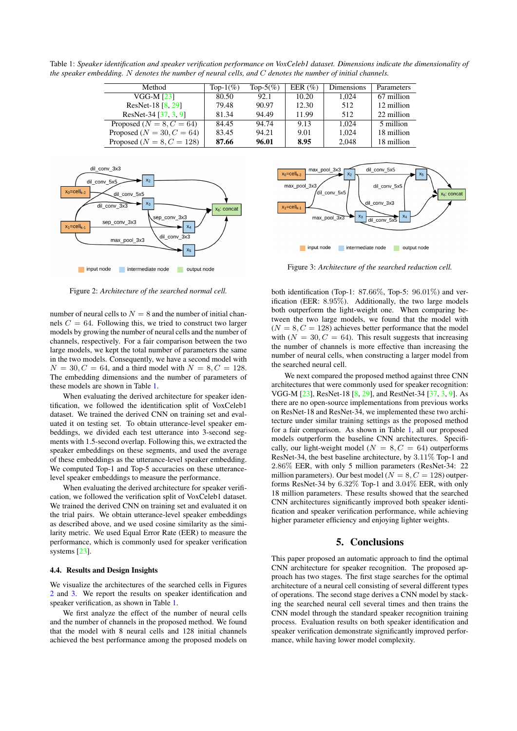Table 1: *Speaker identification and speaker verification performance on VoxCeleb1 dataset. Dimensions indicate the dimensionality of the speaker embedding. $N$ denotes the number of neural cells, and $C$ denotes the number of initial channels.*

| Method | Top-1(%) | Top-5(%) | EER (%) | Dimensions | Parameters |
|---|---|---|---|---|---|
| VGG-M [23] | 80.50 | 92.1 | 10.20 | 1,024 | 67 million |
| ResNet-18 [8, 29] | 79.48 | 90.97 | 12.30 | 512 | 12 million |
| ResNet-34 [37, 3, 9] | 81.34 | 94.49 | 11.99 | 512 | 22 million |
| Proposed ($N = 8, C = 64$) | 84.45 | 94.74 | 9.13 | 1,024 | 5 million |
| Proposed ($N = 30, C = 64$) | 83.45 | 94.21 | 9.01 | 1,024 | 18 million |
| Proposed ($N = 8, C = 128$) | **87.66** | **96.01** | **8.95** | 2,048 | 18 million |

Figure 2: *Architecture of the searched normal cell.*

Figure 3: *Architecture of the searched reduction cell.*

number of neural cells to $N = 8$ and the number of initial channels $C = 64$. Following this, we tried to construct two larger models by growing the number of neural cells and the number of channels, respectively. For a fair comparison between the two large models, we kept the total number of parameters the same in the two models. Consequently, we have a second model with $N = 30, C = 64$, and a third model with $N = 8, C = 128$. The embedding dimensions and the number of parameters of these models are shown in Table 1.

When evaluating the derived architecture for speaker identification, we followed the identification split of VoxCeleb1 dataset. We trained the derived CNN on training set and evaluated it on testing set. To obtain utterance-level speaker embeddings, we divided each test utterance into 3-second segments with 1.5-second overlap. Following this, we extracted the speaker embeddings on these segments, and used the average of these embeddings as the utterance-level speaker embedding. We computed Top-1 and Top-5 accuracies on these utterance-level speaker embeddings to measure the performance.

When evaluating the derived architecture for speaker verification, we followed the verification split of VoxCeleb1 dataset. We trained the derived CNN on training set and evaluated it on the trial pairs. We obtain utterance-level speaker embeddings as described above, and we used cosine similarity as the similarity metric. We used Equal Error Rate (EER) to measure the performance, which is commonly used for speaker verification systems [23].

### 4.4. Results and Design Insights

We visualize the architectures of the searched cells in Figures 2 and 3. We report the results on speaker identification and speaker verification, as shown in Table 1.

We first analyze the effect of the number of neural cells and the number of channels in the proposed method. We found that the model with 8 neural cells and 128 initial channels achieved the best performance among the proposed models on both identification (Top-1: 87.66%, Top-5: 96.01%) and verification (EER: 8.95%). Additionally, the two large models both outperform the light-weight one. When comparing between the two large models, we found that the model with ($N = 8, C = 128$) achieves better performance that the model with ($N = 30, C = 64$). This result suggests that increasing the number of channels is more effective than increasing the number of neural cells, when constructing a larger model from the searched neural cell.

We next compared the proposed method against three CNN architectures that were commonly used for speaker recognition: VGG-M [23], ResNet-18 [8, 29], and RestNet-34 [37, 3, 9]. As there are no open-source implementations from previous works on ResNet-18 and ResNet-34, we implemented these two architecture under similar training settings as the proposed method for a fair comparison. As shown in Table 1, all our proposed models outperform the baseline CNN architectures. Specifically, our light-weight model ($N = 8, C = 64$) outperforms ResNet-34, the best baseline architecture, by 3.11% Top-1 and 2.86% EER, with only 5 million parameters (ResNet-34: 22 million parameters). Our best model ($N = 8, C = 128$) outperforms ResNet-34 by 6.32% Top-1 and 3.04% EER, with only 18 million parameters. These results showed that the searched CNN architectures significantly improved both speaker identification and speaker verification performance, while achieving higher parameter efficiency and enjoying lighter weights.

## 5. Conclusions

This paper proposed an automatic approach to find the optimal CNN architecture for speaker recognition. The proposed approach has two stages. The first stage searches for the optimal architecture of a neural cell consisting of several different types of operations. The second stage derives a CNN model by stacking the searched neural cell several times and then trains the CNN model through the standard speaker recognition training process. Evaluation results on both speaker identification and speaker verification demonstrate significantly improved performance, while having lower model complexity.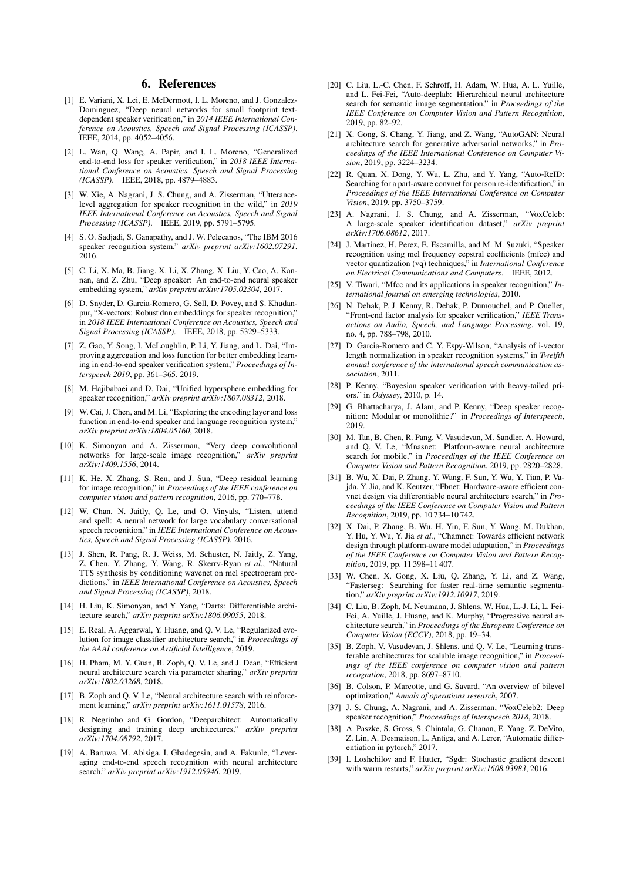## 6. References

[1] E. Variani, X. Lei, E. McDermott, I. L. Moreno, and J. Gonzalez-Dominguez, "Deep neural networks for small footprint text-dependent speaker verification," in *2014 IEEE International Conference on Acoustics, Speech and Signal Processing (ICASSP)*. IEEE, 2014, pp. 4052–4056.

[2] L. Wan, Q. Wang, A. Papir, and I. L. Moreno, "Generalized end-to-end loss for speaker verification," in *2018 IEEE International Conference on Acoustics, Speech and Signal Processing (ICASSP)*. IEEE, 2018, pp. 4879–4883.

[3] W. Xie, A. Nagrani, J. S. Chung, and A. Zisserman, "Utterance-level aggregation for speaker recognition in the wild," in *2019 IEEE International Conference on Acoustics, Speech and Signal Processing (ICASSP)*. IEEE, 2019, pp. 5791–5795.

[4] S. O. Sadjadi, S. Ganapathy, and J. W. Pelecanos, "The IBM 2016 speaker recognition system," *arXiv preprint arXiv:1602.07291*, 2016.

[5] C. Li, X. Ma, B. Jiang, X. Li, X. Zhang, X. Liu, Y. Cao, A. Kannan, and Z. Zhu, "Deep speaker: An end-to-end neural speaker embedding system," *arXiv preprint arXiv:1705.02304*, 2017.

[6] D. Snyder, D. Garcia-Romero, G. Sell, D. Povey, and S. Khudanpur, "X-vectors: Robust dnn embeddings for speaker recognition," in *2018 IEEE International Conference on Acoustics, Speech and Signal Processing (ICASSP)*. IEEE, 2018, pp. 5329–5333.

[7] Z. Gao, Y. Song, I. McLoughlin, P. Li, Y. Jiang, and L. Dai, "Improving aggregation and loss function for better embedding learning in end-to-end speaker verification system," *Proceedings of Interspeech 2019*, pp. 361–365, 2019.

[8] M. Hajibabaei and D. Dai, "Unified hypersphere embedding for speaker recognition," *arXiv preprint arXiv:1807.08312*, 2018.

[9] W. Cai, J. Chen, and M. Li, "Exploring the encoding layer and loss function in end-to-end speaker and language recognition system," *arXiv preprint arXiv:1804.05160*, 2018.

[10] K. Simonyan and A. Zisserman, "Very deep convolutional networks for large-scale image recognition," *arXiv preprint arXiv:1409.1556*, 2014.

[11] K. He, X. Zhang, S. Ren, and J. Sun, "Deep residual learning for image recognition," in *Proceedings of the IEEE conference on computer vision and pattern recognition*, 2016, pp. 770–778.

[12] W. Chan, N. Jaitly, Q. Le, and O. Vinyals, "Listen, attend and spell: A neural network for large vocabulary conversational speech recognition," in *IEEE International Conference on Acoustics, Speech and Signal Processing (ICASSP)*, 2016.

[13] J. Shen, R. Pang, R. J. Weiss, M. Schuster, N. Jaitly, Z. Yang, Z. Chen, Y. Zhang, Y. Wang, R. Skerrv-Ryan *et al.*, "Natural TTS synthesis by conditioning wavenet on mel spectrogram predictions," in *IEEE International Conference on Acoustics, Speech and Signal Processing (ICASSP)*, 2018.

[14] H. Liu, K. Simonyan, and Y. Yang, "Darts: Differentiable architecture search," *arXiv preprint arXiv:1806.09055*, 2018.

[15] E. Real, A. Aggarwal, Y. Huang, and Q. V. Le, "Regularized evolution for image classifier architecture search," in *Proceedings of the AAAI conference on Artificial Intelligence*, 2019.

[16] H. Pham, M. Y. Guan, B. Zoph, Q. V. Le, and J. Dean, "Efficient neural architecture search via parameter sharing," *arXiv preprint arXiv:1802.03268*, 2018.

[17] B. Zoph and Q. V. Le, "Neural architecture search with reinforcement learning," *arXiv preprint arXiv:1611.01578*, 2016.

[18] R. Negrinho and G. Gordon, "Deeparchitect: Automatically designing and training deep architectures," *arXiv preprint arXiv:1704.08792*, 2017.

[19] A. Baruwa, M. Abisiga, I. Gbadegesin, and A. Fakunle, "Leveraging end-to-end speech recognition with neural architecture search," *arXiv preprint arXiv:1912.05946*, 2019.

[20] C. Liu, L.-C. Chen, F. Schroff, H. Adam, W. Hua, A. L. Yuille, and L. Fei-Fei, "Auto-deeplab: Hierarchical neural architecture search for semantic image segmentation," in *Proceedings of the IEEE Conference on Computer Vision and Pattern Recognition*, 2019, pp. 82–92.

[21] X. Gong, S. Chang, Y. Jiang, and Z. Wang, "AutoGAN: Neural architecture search for generative adversarial networks," in *Proceedings of the IEEE International Conference on Computer Vision*, 2019, pp. 3224–3234.

[22] R. Quan, X. Dong, Y. Wu, L. Zhu, and Y. Yang, "Auto-ReID: Searching for a part-aware convnet for person re-identification," in *Proceedings of the IEEE International Conference on Computer Vision*, 2019, pp. 3750–3759.

[23] A. Nagrani, J. S. Chung, and A. Zisserman, "VoxCeleb: A large-scale speaker identification dataset," *arXiv preprint arXiv:1706.08612*, 2017.

[24] J. Martinez, H. Perez, E. Escamilla, and M. M. Suzuki, "Speaker recognition using mel frequency cepstral coefficients (mfcc) and vector quantization (vq) techniques," in *International Conference on Electrical Communications and Computers*. IEEE, 2012.

[25] V. Tiwari, "Mfcc and its applications in speaker recognition," *International journal on emerging technologies*, 2010.

[26] N. Dehak, P. J. Kenny, R. Dehak, P. Dumouchel, and P. Ouellet, "Front-end factor analysis for speaker verification," *IEEE Transactions on Audio, Speech, and Language Processing*, vol. 19, no. 4, pp. 788–798, 2010.

[27] D. Garcia-Romero and C. Y. Espy-Wilson, "Analysis of i-vector length normalization in speaker recognition systems," in *Twelfth annual conference of the international speech communication association*, 2011.

[28] P. Kenny, "Bayesian speaker verification with heavy-tailed priors." in *Odyssey*, 2010, p. 14.

[29] G. Bhattacharya, J. Alam, and P. Kenny, "Deep speaker recognition: Modular or monolithic?" in *Proceedings of Interspeech*, 2019.

[30] M. Tan, B. Chen, R. Pang, V. Vasudevan, M. Sandler, A. Howard, and Q. V. Le, "Mnasnet: Platform-aware neural architecture search for mobile," in *Proceedings of the IEEE Conference on Computer Vision and Pattern Recognition*, 2019, pp. 2820–2828.

[31] B. Wu, X. Dai, P. Zhang, Y. Wang, F. Sun, Y. Wu, Y. Tian, P. Vajda, Y. Jia, and K. Keutzer, "Fbnet: Hardware-aware efficient convnet design via differentiable neural architecture search," in *Proceedings of the IEEE Conference on Computer Vision and Pattern Recognition*, 2019, pp. 10 734–10 742.

[32] X. Dai, P. Zhang, B. Wu, H. Yin, F. Sun, Y. Wang, M. Dukhan, Y. Hu, Y. Wu, Y. Jia *et al.*, "Chamnet: Towards efficient network design through platform-aware model adaptation," in *Proceedings of the IEEE Conference on Computer Vision and Pattern Recognition*, 2019, pp. 11 398–11 407.

[33] W. Chen, X. Gong, X. Liu, Q. Zhang, Y. Li, and Z. Wang, "Fasterseg: Searching for faster real-time semantic segmentation," *arXiv preprint arXiv:1912.10917*, 2019.

[34] C. Liu, B. Zoph, M. Neumann, J. Shlens, W. Hua, L.-J. Li, L. Fei-Fei, A. Yuille, J. Huang, and K. Murphy, "Progressive neural architecture search," in *Proceedings of the European Conference on Computer Vision (ECCV)*, 2018, pp. 19–34.

[35] B. Zoph, V. Vasudevan, J. Shlens, and Q. V. Le, "Learning transferable architectures for scalable image recognition," in *Proceedings of the IEEE conference on computer vision and pattern recognition*, 2018, pp. 8697–8710.

[36] B. Colson, P. Marcotte, and G. Savard, "An overview of bilevel optimization," *Annals of operations research*, 2007.

[37] J. S. Chung, A. Nagrani, and A. Zisserman, "VoxCeleb2: Deep speaker recognition," *Proceedings of Interspeech 2018*, 2018.

[38] A. Paszke, S. Gross, S. Chintala, G. Chanan, E. Yang, Z. DeVito, Z. Lin, A. Desmaison, L. Antiga, and A. Lerer, "Automatic differentiation in pytorch," 2017.

[39] I. Loshchilov and F. Hutter, "Sgdr: Stochastic gradient descent with warm restarts," *arXiv preprint arXiv:1608.03983*, 2016.